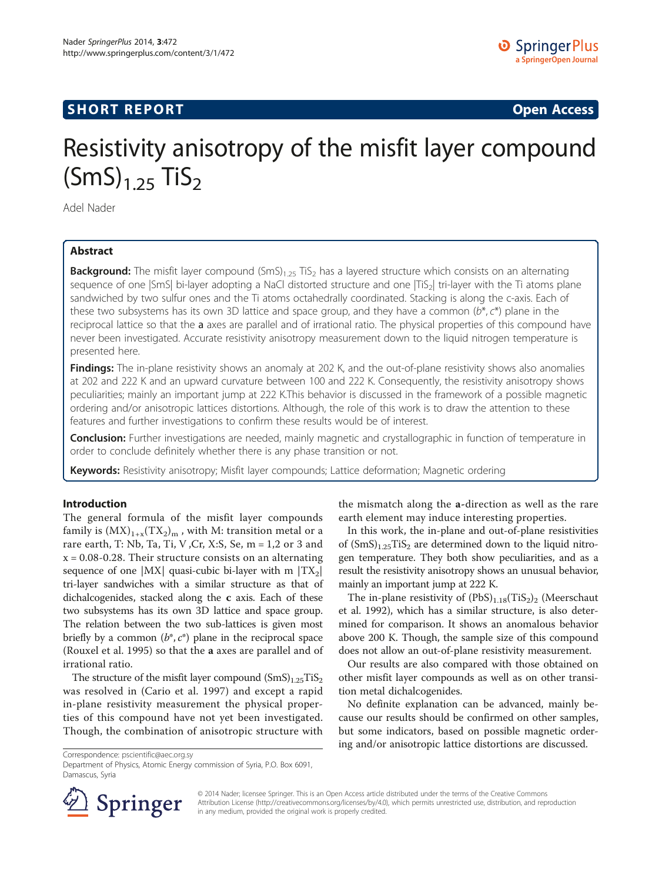**SHORT REPORT** **Open Access**

# Resistivity anisotropy of the misfit layer compound $(SmS)_{1.25}$ $TiS_2$

Adel Nader

## Abstract

**Background:** The misfit layer compound $(SmS)_{1.25}$ $TiS_2$ has a layered structure which consists on an alternating sequence of one |SmS| bi-layer adopting a NaCl distorted structure and one $|TiS_2|$ tri-layer with the Ti atoms plane sandwiched by two sulfur ones and the Ti atoms octahedrally coordinated. Stacking is along the c-axis. Each of these two subsystems has its own 3D lattice and space group, and they have a common $(b^*, c^*)$ plane in the reciprocal lattice so that the **a** axes are parallel and of irrational ratio. The physical properties of this compound have never been investigated. Accurate resistivity anisotropy measurement down to the liquid nitrogen temperature is presented here.

**Findings:** The in-plane resistivity shows an anomaly at 202 K, and the out-of-plane resistivity shows also anomalies at 202 and 222 K and an upward curvature between 100 and 222 K. Consequently, the resistivity anisotropy shows peculiarities; mainly an important jump at 222 K.This behavior is discussed in the framework of a possible magnetic ordering and/or anisotropic lattices distortions. Although, the role of this work is to draw the attention to these features and further investigations to confirm these results would be of interest.

**Conclusion:** Further investigations are needed, mainly magnetic and crystallographic in function of temperature in order to conclude definitely whether there is any phase transition or not.

**Keywords:** Resistivity anisotropy; Misfit layer compounds; Lattice deformation; Magnetic ordering

## Introduction

The general formula of the misfit layer compounds family is $(MX)_{1+x}(TX_2)_m$ , with M: transition metal or a rare earth, T: Nb, Ta, Ti, V ,Cr, X:S, Se, m = 1,2 or 3 and x = 0.08-0.28. Their structure consists on an alternating sequence of one |MX| quasi-cubic bi-layer with m $|TX_2|$ tri-layer sandwiches with a similar structure as that of dichalcogenides, stacked along the **c** axis. Each of these two subsystems has its own 3D lattice and space group. The relation between the two sub-lattices is given most briefly by a common $(b^*, c^*)$ plane in the reciprocal space (Rouxel et al. 1995) so that the **a** axes are parallel and of irrational ratio.

The structure of the misfit layer compound $(SmS)_{1.25}TiS_2$ was resolved in (Cario et al. 1997) and except a rapid in-plane resistivity measurement the physical properties of this compound have not yet been investigated. Though, the combination of anisotropic structure with the mismatch along the **a**-direction as well as the rare earth element may induce interesting properties.

In this work, the in-plane and out-of-plane resistivities of $(SmS)_{1.25}TiS_2$ are determined down to the liquid nitrogen temperature. They both show peculiarities, and as a result the resistivity anisotropy shows an unusual behavior, mainly an important jump at 222 K.

The in-plane resistivity of $(PbS)_{1.18}(TiS_2)_2$ (Meerschaut et al. 1992), which has a similar structure, is also determined for comparison. It shows an anomalous behavior above 200 K. Though, the sample size of this compound does not allow an out-of-plane resistivity measurement.

Our results are also compared with those obtained on other misfit layer compounds as well as on other transition metal dichalcogenides.

No definite explanation can be advanced, mainly because our results should be confirmed on other samples, but some indicators, based on possible magnetic ordering and/or anisotropic lattice distortions are discussed.

Correspondence: pscientific@aec.org.sy
Department of Physics, Atomic Energy commission of Syria, P.O. Box 6091, Damascus, Syria

© 2014 Nader; licensee Springer. This is an Open Access article distributed under the terms of the Creative Commons Attribution License (http://creativecommons.org/licenses/by/4.0), which permits unrestricted use, distribution, and reproduction in any medium, provided the original work is properly credited.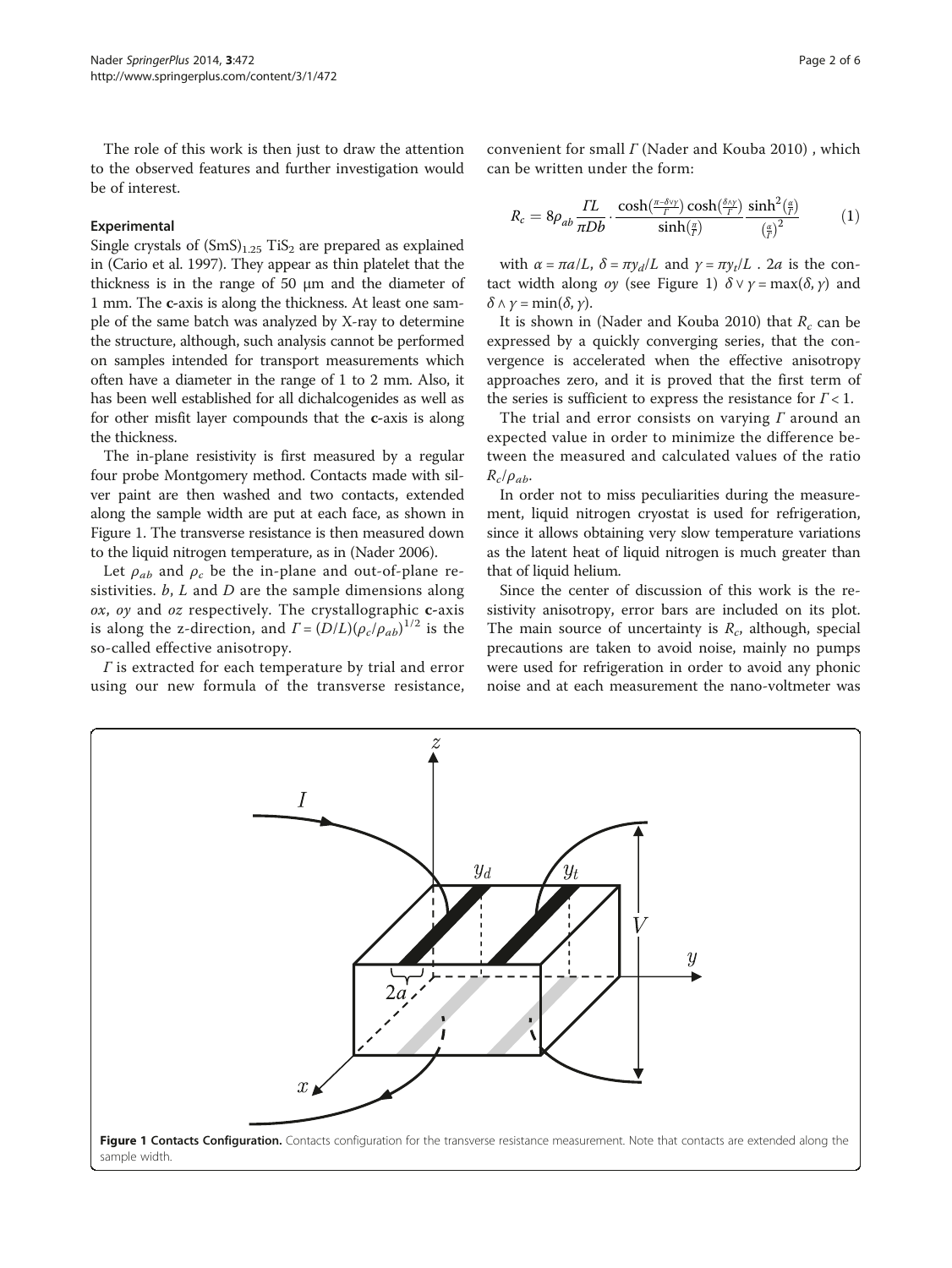The role of this work is then just to draw the attention to the observed features and further investigation would be of interest.

## Experimental

Single crystals of $(SmS)_{1.25}$ $TiS_2$ are prepared as explained in (Cario et al. 1997). They appear as thin platelet that the thickness is in the range of 50 μm and the diameter of 1 mm. The **c**-axis is along the thickness. At least one sample of the same batch was analyzed by X-ray to determine the structure, although, such analysis cannot be performed on samples intended for transport measurements which often have a diameter in the range of 1 to 2 mm. Also, it has been well established for all dichalcogenides as well as for other misfit layer compounds that the **c**-axis is along the thickness.

The in-plane resistivity is first measured by a regular four probe Montgomery method. Contacts made with silver paint are then washed and two contacts, extended along the sample width are put at each face, as shown in Figure 1. The transverse resistance is then measured down to the liquid nitrogen temperature, as in (Nader 2006).

Let $\rho_{ab}$ and $\rho_c$ be the in-plane and out-of-plane resistivities. $b$, $L$ and $D$ are the sample dimensions along $ox$, $oy$ and $oz$ respectively. The crystallographic **c**-axis is along the z-direction, and $\Gamma = (D/L)(\rho_c/\rho_{ab})^{1/2}$ is the so-called effective anisotropy.

$\Gamma$ is extracted for each temperature by trial and error using our new formula of the transverse resistance, convenient for small $\Gamma$ (Nader and Kouba 2010) , which can be written under the form:

$$R_c = 8\rho_{ab}\frac{\Gamma L}{\pi D b}\cdot\frac{\cosh\left(\frac{\pi-\delta\vee\gamma}{\Gamma}\right)\cosh\left(\frac{\delta\wedge\gamma}{\Gamma}\right)}{\sinh\left(\frac{\pi}{\Gamma}\right)}\frac{\sinh^2\left(\frac{\alpha}{\Gamma}\right)}{\left(\frac{\alpha}{\Gamma}\right)^2} \qquad (1)$$

with $\alpha = \pi a/L$, $\delta = \pi y_d/L$ and $\gamma = \pi y_t/L$ . $2a$ is the contact width along $oy$ (see Figure 1) $\delta \vee \gamma = \max(\delta, \gamma)$ and $\delta \wedge \gamma = \min(\delta, \gamma)$.

It is shown in (Nader and Kouba 2010) that $R_c$ can be expressed by a quickly converging series, that the convergence is accelerated when the effective anisotropy approaches zero, and it is proved that the first term of the series is sufficient to express the resistance for $\Gamma < 1$.

The trial and error consists on varying $\Gamma$ around an expected value in order to minimize the difference between the measured and calculated values of the ratio $R_c/\rho_{ab}$.

In order not to miss peculiarities during the measurement, liquid nitrogen cryostat is used for refrigeration, since it allows obtaining very slow temperature variations as the latent heat of liquid nitrogen is much greater than that of liquid helium.

Since the center of discussion of this work is the resistivity anisotropy, error bars are included on its plot. The main source of uncertainty is $R_c$, although, special precautions are taken to avoid noise, mainly no pumps were used for refrigeration in order to avoid any phonic noise and at each measurement the nano-voltmeter was

**Figure 1 Contacts Configuration.** Contacts configuration for the transverse resistance measurement. Note that contacts are extended along the sample width.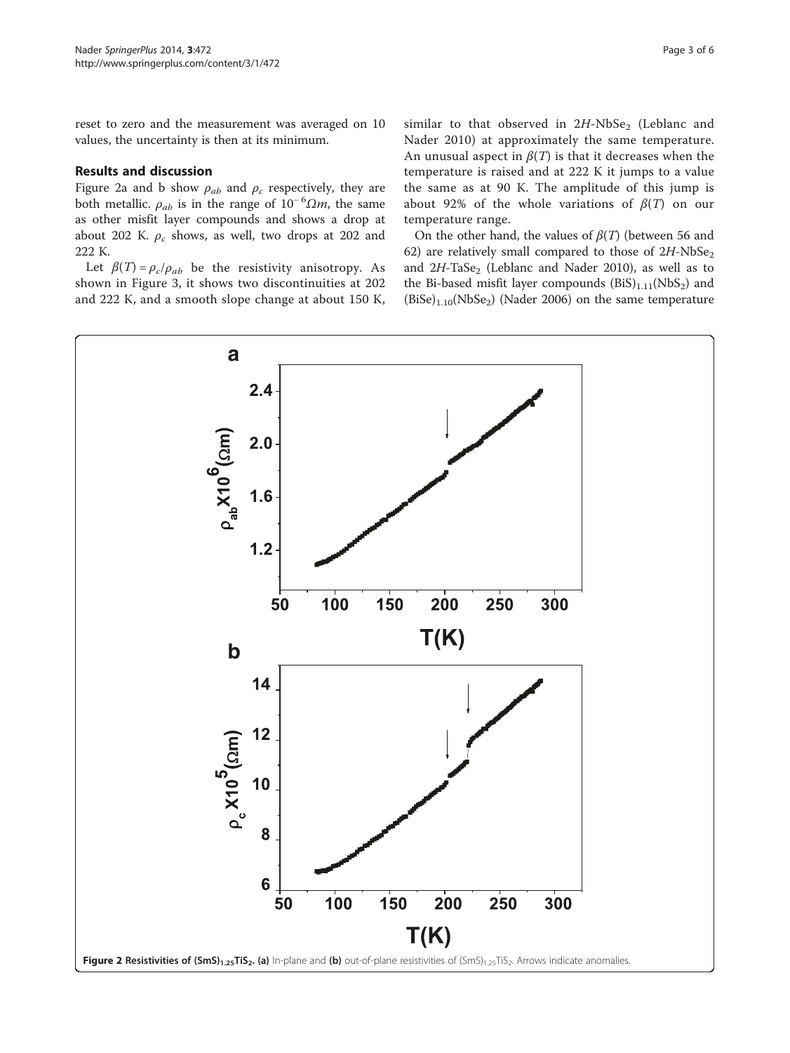reset to zero and the measurement was averaged on 10 values, the uncertainty is then at its minimum.

## Results and discussion

Figure 2a and b show $\rho_{ab}$ and $\rho_c$ respectively, they are both metallic. $\rho_{ab}$ is in the range of $10^{-6}\Omega m$, the same as other misfit layer compounds and shows a drop at about 202 K. $\rho_c$ shows, as well, two drops at 202 and 222 K.

Let $\beta(T) = \rho_c/\rho_{ab}$ be the resistivity anisotropy. As shown in Figure 3, it shows two discontinuities at 202 and 222 K, and a smooth slope change at about 150 K, similar to that observed in 2*H*-$NbSe_2$ (Leblanc and Nader 2010) at approximately the same temperature. An unusual aspect in $\beta(T)$ is that it decreases when the temperature is raised and at 222 K it jumps to a value the same as at 90 K. The amplitude of this jump is about 92% of the whole variations of $\beta(T)$ on our temperature range.

On the other hand, the values of $\beta(T)$ (between 56 and 62) are relatively small compared to those of 2*H*-$NbSe_2$ and 2*H*-$TaSe_2$ (Leblanc and Nader 2010), as well as to the Bi-based misfit layer compounds $(BiS)_{1.11}(NbS_2)$ and $(BiSe)_{1.10}(NbSe_2)$ (Nader 2006) on the same temperature

**Figure 2 Resistivities of $(SmS)_{1.25}TiS_2$. (a)** In-plane and **(b)** out-of-plane resistivities of $(SmS)_{1.25}TiS_2$. Arrows indicate anomalies.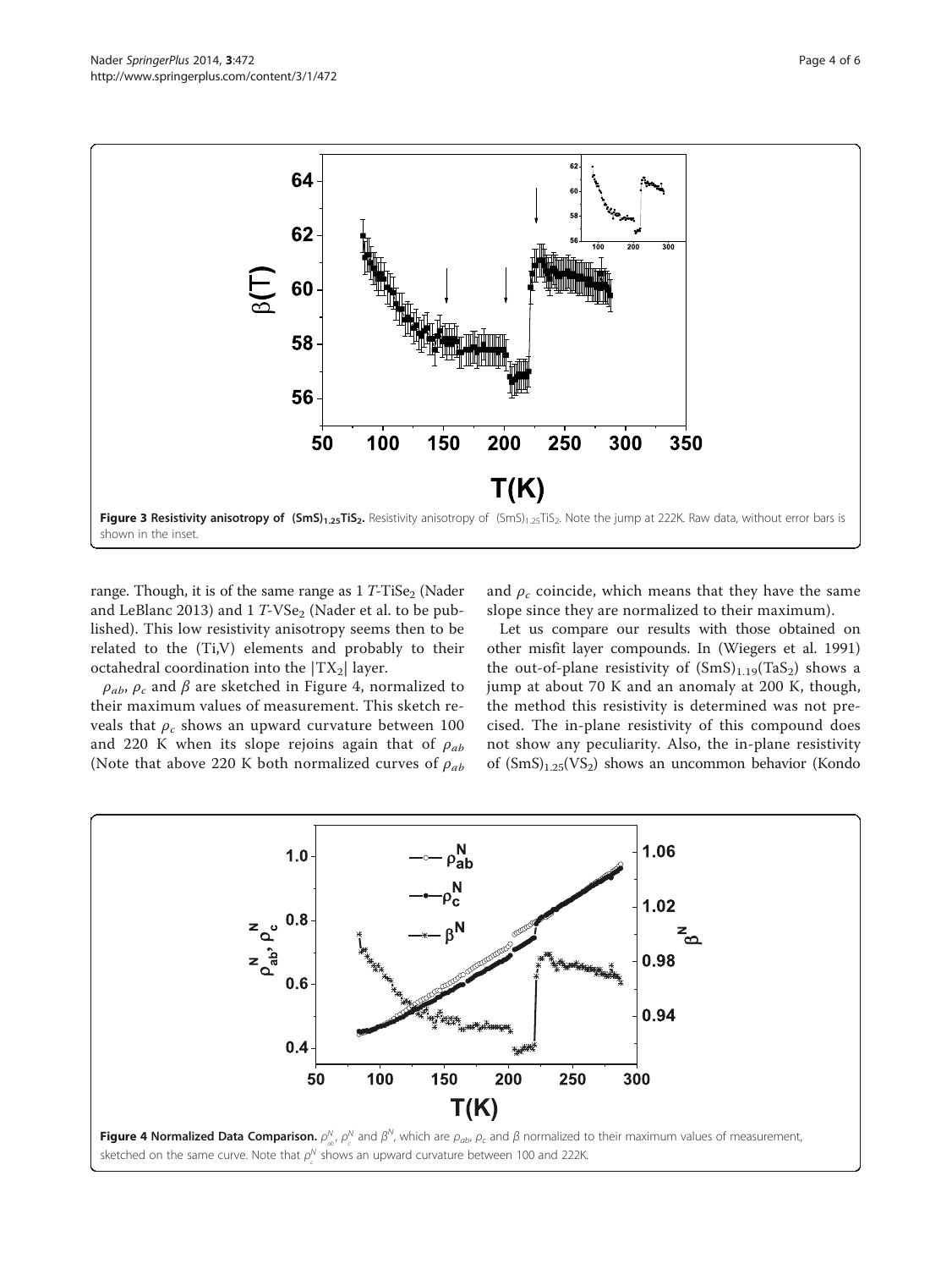**Figure 3 Resistivity anisotropy of $(SmS)_{1.25}TiS_2$.** Resistivity anisotropy of $(SmS)_{1.25}TiS_2$. Note the jump at 222K. Raw data, without error bars is shown in the inset.

range. Though, it is of the same range as 1 $T$-$TiSe_2$ (Nader and LeBlanc 2013) and 1 $T$-$VSe_2$ (Nader et al. to be published). This low resistivity anisotropy seems then to be related to the (Ti,V) elements and probably to their octahedral coordination into the $|TX_2|$ layer.

$\rho_{ab}$, $\rho_c$ and $\beta$ are sketched in Figure 4, normalized to their maximum values of measurement. This sketch reveals that $\rho_c$ shows an upward curvature between 100 and 220 K when its slope rejoins again that of $\rho_{ab}$ (Note that above 220 K both normalized curves of $\rho_{ab}$ and $\rho_c$ coincide, which means that they have the same slope since they are normalized to their maximum).

Let us compare our results with those obtained on other misfit layer compounds. In (Wiegers et al. 1991) the out-of-plane resistivity of $(SmS)_{1.19}(TaS_2)$ shows a jump at about 70 K and an anomaly at 200 K, though, the method this resistivity is determined was not precised. The in-plane resistivity of this compound does not show any peculiarity. Also, the in-plane resistivity of $(SmS)_{1.25}(VS_2)$ shows an uncommon behavior (Kondo

**Figure 4 Normalized Data Comparison.** $\rho^N_{ab}$, $\rho^N_c$ and $\beta^N$, which are $\rho_{ab}$, $\rho_c$ and $\beta$ normalized to their maximum values of measurement, sketched on the same curve. Note that $\rho^N_c$ shows an upward curvature between 100 and 222K.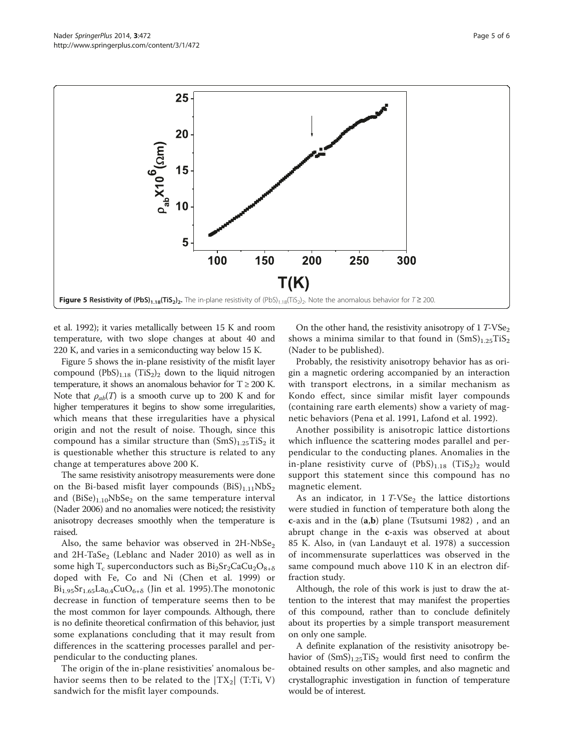**Figure 5 Resistivity of $(PbS)_{1.18}(TiS_2)_2$.** The in-plane resistivity of $(PbS)_{1.18}(TiS_2)_2$. Note the anomalous behavior for $T \geq 200$.

et al. 1992); it varies metallically between 15 K and room temperature, with two slope changes at about 40 and 220 K, and varies in a semiconducting way below 15 K.

Figure 5 shows the in-plane resistivity of the misfit layer compound $(PbS)_{1.18}$ $(TiS_2)_2$ down to the liquid nitrogen temperature, it shows an anomalous behavior for $T \geq 200$ K. Note that $\rho_{ab}(T)$ is a smooth curve up to 200 K and for higher temperatures it begins to show some irregularities, which means that these irregularities have a physical origin and not the result of noise. Though, since this compound has a similar structure than $(SmS)_{1.25}TiS_2$ it is questionable whether this structure is related to any change at temperatures above 200 K.

The same resistivity anisotropy measurements were done on the Bi-based misfit layer compounds $(BiS)_{1.11}NbS_2$ and $(BiSe)_{1.10}NbSe_2$ on the same temperature interval (Nader 2006) and no anomalies were noticed; the resistivity anisotropy decreases smoothly when the temperature is raised.

Also, the same behavior was observed in 2H-$NbSe_2$ and 2H-$TaSe_2$ (Leblanc and Nader 2010) as well as in some high $T_c$ superconductors such as $Bi_2Sr_2CaCu_2O_{8+\delta}$ doped with Fe, Co and Ni (Chen et al. 1999) or $Bi_{1.95}Sr_{1.65}La_{0.4}CuO_{6+\delta}$ (Jin et al. 1995).The monotonic decrease in function of temperature seems then to be the most common for layer compounds. Although, there is no definite theoretical confirmation of this behavior, just some explanations concluding that it may result from differences in the scattering processes parallel and perpendicular to the conducting planes.

The origin of the in-plane resistivities' anomalous behavior seems then to be related to the $|TX_2|$ (T:Ti, V) sandwich for the misfit layer compounds.

On the other hand, the resistivity anisotropy of 1 *T*-$VSe_2$ shows a minima similar to that found in $(SmS)_{1.25}TiS_2$ (Nader to be published).

Probably, the resistivity anisotropy behavior has as origin a magnetic ordering accompanied by an interaction with transport electrons, in a similar mechanism as Kondo effect, since similar misfit layer compounds (containing rare earth elements) show a variety of magnetic behaviors (Pena et al. 1991, Lafond et al. 1992).

Another possibility is anisotropic lattice distortions which influence the scattering modes parallel and perpendicular to the conducting planes. Anomalies in the in-plane resistivity curve of $(PbS)_{1.18}$ $(TiS_2)_2$ would support this statement since this compound has no magnetic element.

As an indicator, in 1 *T*-$VSe_2$ the lattice distortions were studied in function of temperature both along the **c**-axis and in the (**a**,**b**) plane (Tsutsumi 1982) , and an abrupt change in the **c**-axis was observed at about 85 K. Also, in (van Landauyt et al. 1978) a succession of incommensurate superlattices was observed in the same compound much above 110 K in an electron diffraction study.

Although, the role of this work is just to draw the attention to the interest that may manifest the properties of this compound, rather than to conclude definitely about its properties by a simple transport measurement on only one sample.

A definite explanation of the resistivity anisotropy behavior of $(SmS)_{1.25}TiS_2$ would first need to confirm the obtained results on other samples, and also magnetic and crystallographic investigation in function of temperature would be of interest.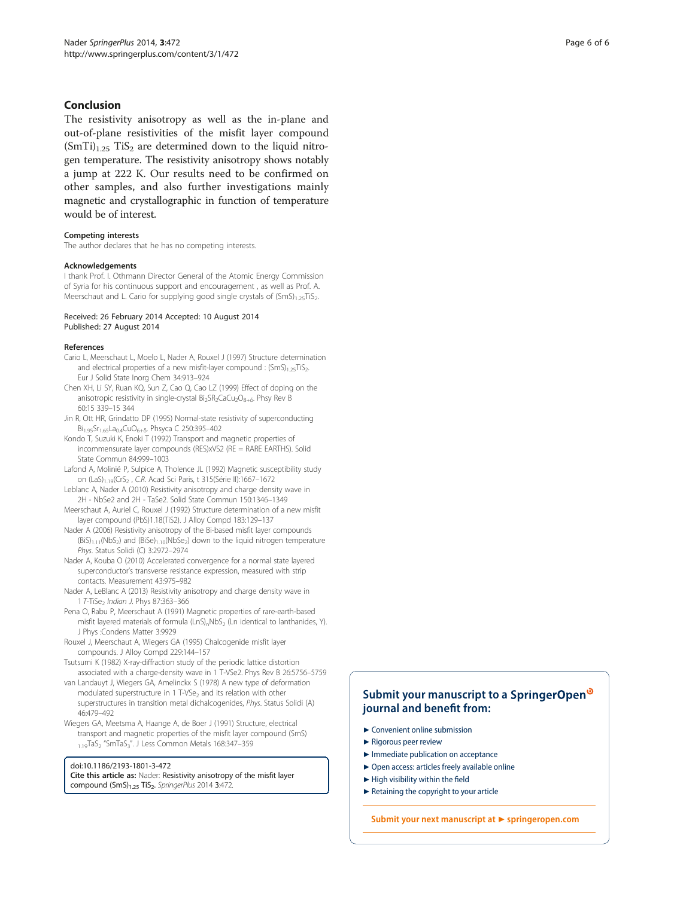## Conclusion

The resistivity anisotropy as well as the in-plane and out-of-plane resistivities of the misfit layer compound $(SmTi)_{1.25}$ $TiS_2$ are determined down to the liquid nitrogen temperature. The resistivity anisotropy shows notably a jump at 222 K. Our results need to be confirmed on other samples, and also further investigations mainly magnetic and crystallographic in function of temperature would be of interest.

### Competing interests

The author declares that he has no competing interests.

### Acknowledgements

I thank Prof. I. Othmann Director General of the Atomic Energy Commission of Syria for his continuous support and encouragement , as well as Prof. A. Meerschaut and L. Cario for supplying good single crystals of $(SmS)_{1.25}TiS_2$.

Received: 26 February 2014 Accepted: 10 August 2014
Published: 27 August 2014

### References

Cario L, Meerschaut L, Moelo L, Nader A, Rouxel J (1997) Structure determination and electrical properties of a new misfit-layer compound : $(SmS)_{1.25}TiS_2$. Eur J Solid State Inorg Chem 34:913–924

Chen XH, Li SY, Ruan KQ, Sun Z, Cao Q, Cao LZ (1999) Effect of doping on the anisotropic resistivity in single-crystal $Bi_2SR_2CaCu_2O_{8+\delta}$. Phsy Rev B 60:15 339–15 344

Jin R, Ott HR, Grindatto DP (1995) Normal-state resistivity of superconducting $Bi_{1.95}Sr_{1.65}La_{0.4}CuO_{6+\delta}$. Phsyca C 250:395–402

Kondo T, Suzuki K, Enoki T (1992) Transport and magnetic properties of incommensurate layer compounds (RES)xVS2 (RE = RARE EARTHS). Solid State Commun 84:999–1003

Lafond A, Molinié P, Sulpice A, Tholence JL (1992) Magnetic susceptibility study on $(LaS)_{1.19}(CrS_2$ , *C.R.* Acad Sci Paris, t 315(Série II):1667–1672

Leblanc A, Nader A (2010) Resistivity anisotropy and charge density wave in 2H - NbSe2 and 2H - TaSe2. Solid State Commun 150:1346–1349

Meerschaut A, Auriel C, Rouxel J (1992) Structure determination of a new misfit layer compound (PbS)1.18(TiS2). J Alloy Compd 183:129–137

Nader A (2006) Resistivity anisotropy of the Bi-based misfit layer compounds $(BiS)_{1.11}(NbS_2)$ and $(BiSe)_{1.10}(NbSe_2)$ down to the liquid nitrogen temperature *Phys*. Status Solidi (C) 3:2972–2974

Nader A, Kouba O (2010) Accelerated convergence for a normal state layered superconductor's transverse resistance expression, measured with strip contacts. Measurement 43:975–982

Nader A, LeBlanc A (2013) Resistivity anisotropy and charge density wave in 1 *T*-$TiSe_2$ *Indian J*. Phys 87:363–366

Pena O, Rabu P, Meerschaut A (1991) Magnetic properties of rare-earth-based misfit layered materials of formula $(LnS)_nNbS_2$ (Ln identical to lanthanides, Y). J Phys :Condens Matter 3:9929

Rouxel J, Meerschaut A, Wiegers GA (1995) Chalcogenide misfit layer compounds. J Alloy Compd 229:144–157

Tsutsumi K (1982) X-ray-diffraction study of the periodic lattice distortion associated with a charge-density wave in 1 T-VSe2. Phys Rev B 26:5756–5759

van Landauyt J, Wiegers GA, Amelinckx S (1978) A new type of deformation modulated superstructure in 1 T-$VSe_2$ and its relation with other superstructures in transition metal dichalcogenides, *Phys*. Status Solidi (A) 46:479–492

Wiegers GA, Meetsma A, Haange A, de Boer J (1991) Structure, electrical transport and magnetic properties of the misfit layer compound $(SmS)_{1.19}TaS_2$ "$SmTaS_3$". J Less Common Metals 168:347–359

doi:10.1186/2193-1801-3-472
**Cite this article as:** Nader: Resistivity anisotropy of the misfit layer compound $(SmS)_{1.25}$ $TiS_2$. *SpringerPlus* 2014 3:472.

**Submit your manuscript to a SpringerOpen journal and benefit from:**

- ► Convenient online submission
- ► Rigorous peer review
- ► Immediate publication on acceptance
- ► Open access: articles freely available online
- ► High visibility within the field
- ► Retaining the copyright to your article

**Submit your next manuscript at ► springeropen.com**